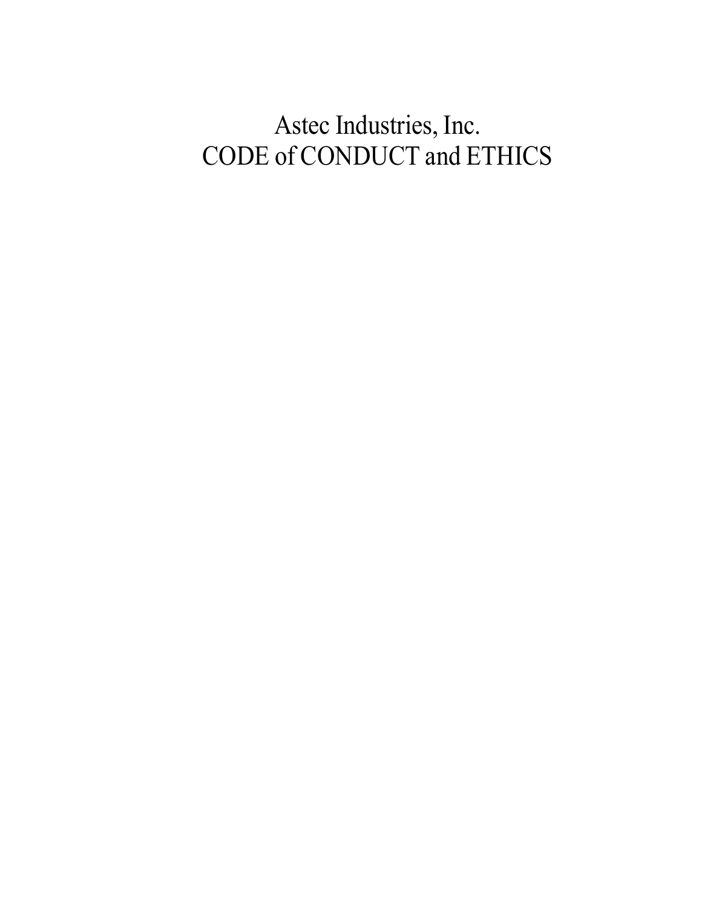# Astec Industries, Inc.
# CODE of CONDUCT and ETHICS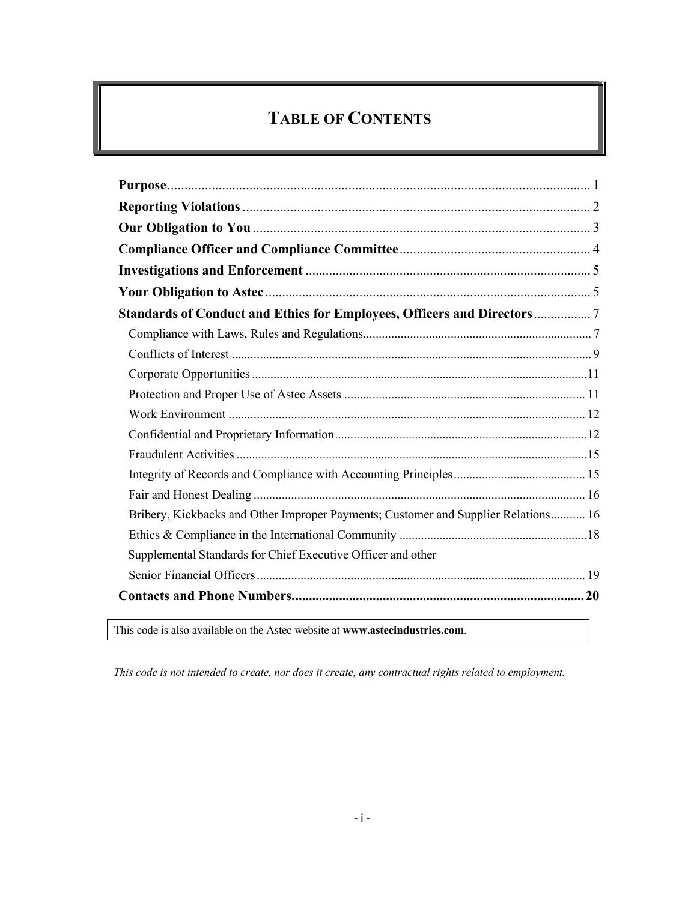# TABLE OF CONTENTS

**Purpose** .......... 1
**Reporting Violations** .......... 2
**Our Obligation to You** .......... 3
**Compliance Officer and Compliance Committee** .......... 4
**Investigations and Enforcement** .......... 5
**Your Obligation to Astec** .......... 5
**Standards of Conduct and Ethics for Employees, Officers and Directors** .......... 7
- Compliance with Laws, Rules and Regulations .......... 7
- Conflicts of Interest .......... 9
- Corporate Opportunities .......... 11
- Protection and Proper Use of Astec Assets .......... 11
- Work Environment .......... 12
- Confidential and Proprietary Information .......... 12
- Fraudulent Activities .......... 15
- Integrity of Records and Compliance with Accounting Principles .......... 15
- Fair and Honest Dealing .......... 16
- Bribery, Kickbacks and Other Improper Payments; Customer and Supplier Relations .......... 16
- Ethics & Compliance in the International Community .......... 18
- Supplemental Standards for Chief Executive Officer and other Senior Financial Officers .......... 19

**Contacts and Phone Numbers** .......... **20**

This code is also available on the Astec website at **www.astecindustries.com**.

*This code is not intended to create, nor does it create, any contractual rights related to employment.*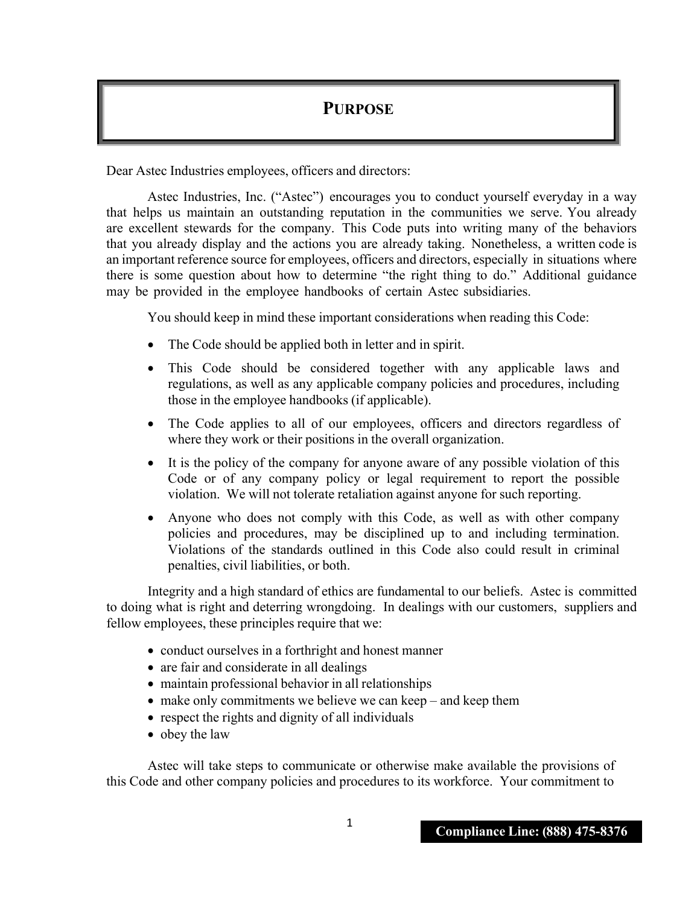# PURPOSE

Dear Astec Industries employees, officers and directors:

Astec Industries, Inc. ("Astec") encourages you to conduct yourself everyday in a way that helps us maintain an outstanding reputation in the communities we serve. You already are excellent stewards for the company. This Code puts into writing many of the behaviors that you already display and the actions you are already taking. Nonetheless, a written code is an important reference source for employees, officers and directors, especially in situations where there is some question about how to determine "the right thing to do." Additional guidance may be provided in the employee handbooks of certain Astec subsidiaries.

You should keep in mind these important considerations when reading this Code:

- The Code should be applied both in letter and in spirit.
- This Code should be considered together with any applicable laws and regulations, as well as any applicable company policies and procedures, including those in the employee handbooks (if applicable).
- The Code applies to all of our employees, officers and directors regardless of where they work or their positions in the overall organization.
- It is the policy of the company for anyone aware of any possible violation of this Code or of any company policy or legal requirement to report the possible violation. We will not tolerate retaliation against anyone for such reporting.
- Anyone who does not comply with this Code, as well as with other company policies and procedures, may be disciplined up to and including termination. Violations of the standards outlined in this Code also could result in criminal penalties, civil liabilities, or both.

Integrity and a high standard of ethics are fundamental to our beliefs. Astec is committed to doing what is right and deterring wrongdoing. In dealings with our customers, suppliers and fellow employees, these principles require that we:

- conduct ourselves in a forthright and honest manner
- are fair and considerate in all dealings
- maintain professional behavior in all relationships
- make only commitments we believe we can keep – and keep them
- respect the rights and dignity of all individuals
- obey the law

Astec will take steps to communicate or otherwise make available the provisions of this Code and other company policies and procedures to its workforce. Your commitment to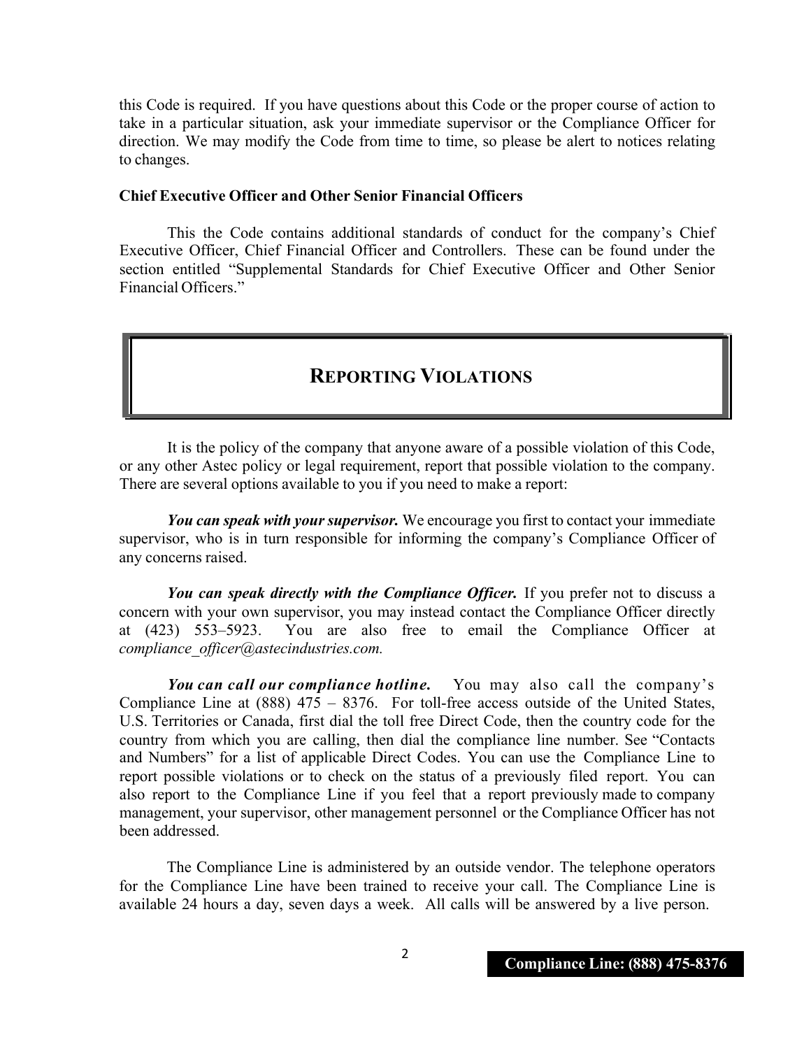this Code is required. If you have questions about this Code or the proper course of action to take in a particular situation, ask your immediate supervisor or the Compliance Officer for direction. We may modify the Code from time to time, so please be alert to notices relating to changes.

**Chief Executive Officer and Other Senior Financial Officers**

This the Code contains additional standards of conduct for the company's Chief Executive Officer, Chief Financial Officer and Controllers. These can be found under the section entitled "Supplemental Standards for Chief Executive Officer and Other Senior Financial Officers."

## REPORTING VIOLATIONS

It is the policy of the company that anyone aware of a possible violation of this Code, or any other Astec policy or legal requirement, report that possible violation to the company. There are several options available to you if you need to make a report:

***You can speak with your supervisor.*** We encourage you first to contact your immediate supervisor, who is in turn responsible for informing the company's Compliance Officer of any concerns raised.

***You can speak directly with the Compliance Officer.*** If you prefer not to discuss a concern with your own supervisor, you may instead contact the Compliance Officer directly at (423) 553–5923. You are also free to email the Compliance Officer at *compliance_officer@astecindustries.com.*

***You can call our compliance hotline.*** You may also call the company's Compliance Line at (888) 475 – 8376. For toll-free access outside of the United States, U.S. Territories or Canada, first dial the toll free Direct Code, then the country code for the country from which you are calling, then dial the compliance line number. See "Contacts and Numbers" for a list of applicable Direct Codes. You can use the Compliance Line to report possible violations or to check on the status of a previously filed report. You can also report to the Compliance Line if you feel that a report previously made to company management, your supervisor, other management personnel or the Compliance Officer has not been addressed.

The Compliance Line is administered by an outside vendor. The telephone operators for the Compliance Line have been trained to receive your call. The Compliance Line is available 24 hours a day, seven days a week. All calls will be answered by a live person.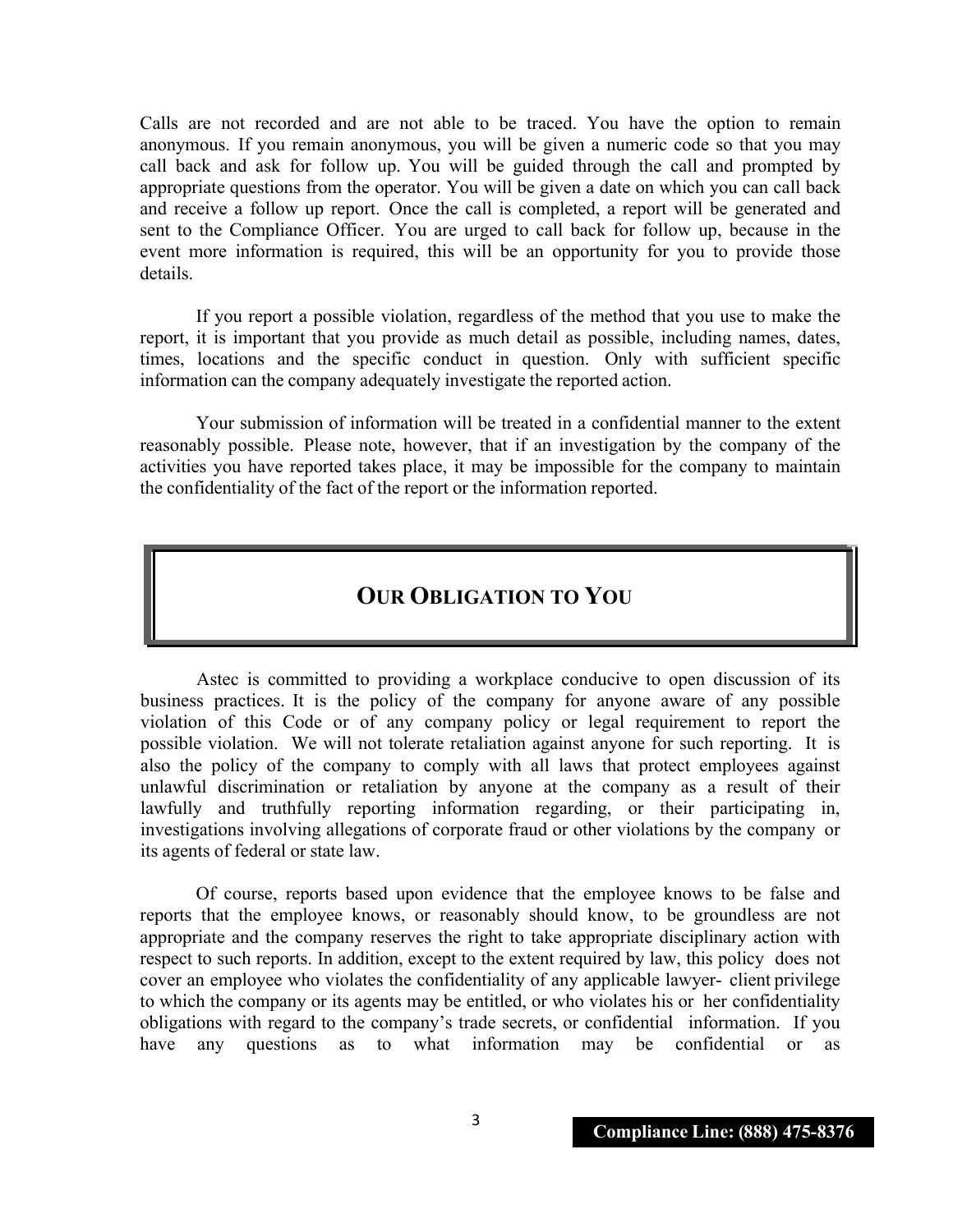Calls are not recorded and are not able to be traced. You have the option to remain anonymous. If you remain anonymous, you will be given a numeric code so that you may call back and ask for follow up. You will be guided through the call and prompted by appropriate questions from the operator. You will be given a date on which you can call back and receive a follow up report. Once the call is completed, a report will be generated and sent to the Compliance Officer. You are urged to call back for follow up, because in the event more information is required, this will be an opportunity for you to provide those details.

If you report a possible violation, regardless of the method that you use to make the report, it is important that you provide as much detail as possible, including names, dates, times, locations and the specific conduct in question. Only with sufficient specific information can the company adequately investigate the reported action.

Your submission of information will be treated in a confidential manner to the extent reasonably possible. Please note, however, that if an investigation by the company of the activities you have reported takes place, it may be impossible for the company to maintain the confidentiality of the fact of the report or the information reported.

## OUR OBLIGATION TO YOU

Astec is committed to providing a workplace conducive to open discussion of its business practices. It is the policy of the company for anyone aware of any possible violation of this Code or of any company policy or legal requirement to report the possible violation. We will not tolerate retaliation against anyone for such reporting. It is also the policy of the company to comply with all laws that protect employees against unlawful discrimination or retaliation by anyone at the company as a result of their lawfully and truthfully reporting information regarding, or their participating in, investigations involving allegations of corporate fraud or other violations by the company or its agents of federal or state law.

Of course, reports based upon evidence that the employee knows to be false and reports that the employee knows, or reasonably should know, to be groundless are not appropriate and the company reserves the right to take appropriate disciplinary action with respect to such reports. In addition, except to the extent required by law, this policy does not cover an employee who violates the confidentiality of any applicable lawyer- client privilege to which the company or its agents may be entitled, or who violates his or her confidentiality obligations with regard to the company's trade secrets, or confidential information. If you have any questions as to what information may be confidential or as

**Compliance Line: (888) 475-8376**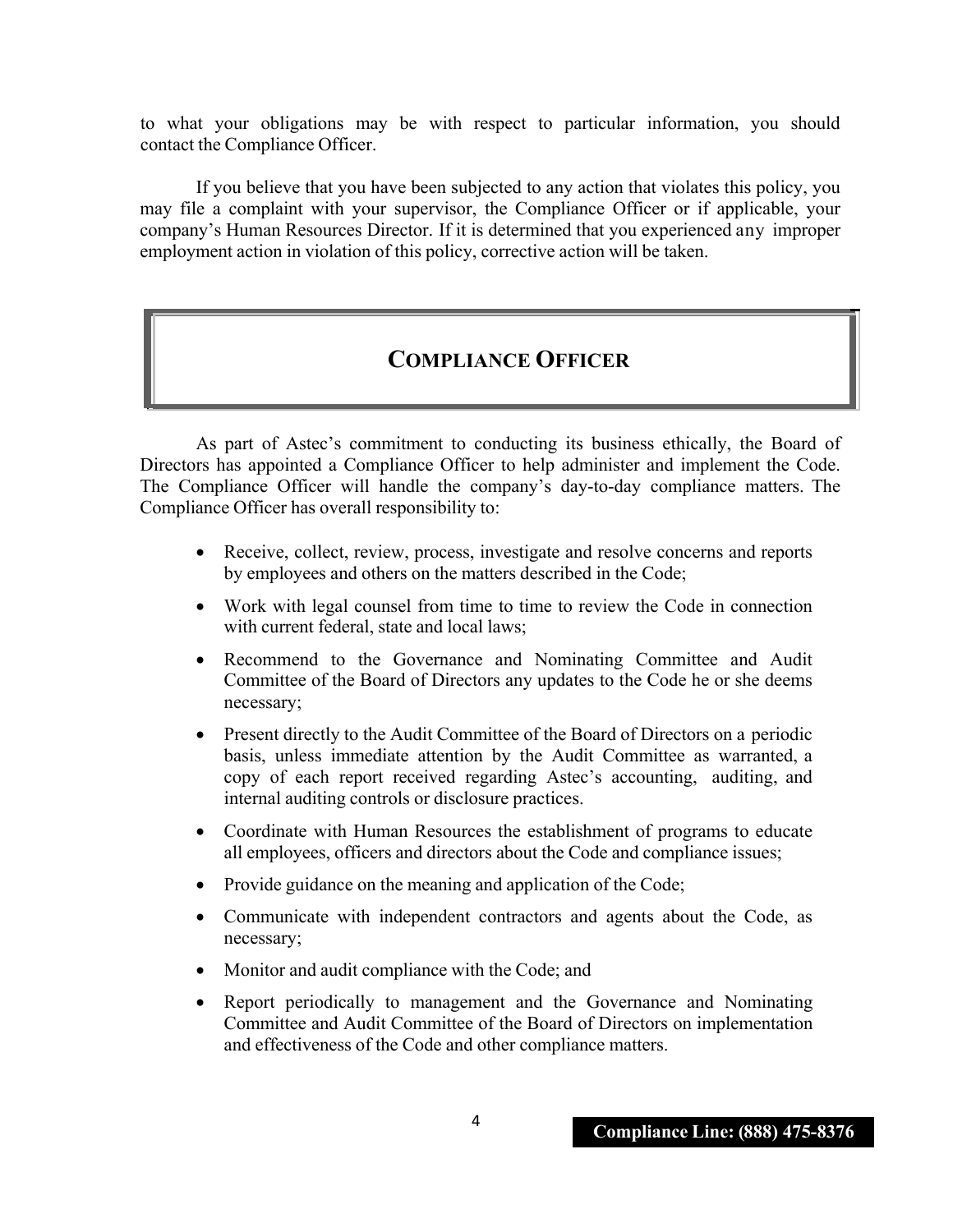to what your obligations may be with respect to particular information, you should contact the Compliance Officer.

If you believe that you have been subjected to any action that violates this policy, you may file a complaint with your supervisor, the Compliance Officer or if applicable, your company's Human Resources Director. If it is determined that you experienced any improper employment action in violation of this policy, corrective action will be taken.

## COMPLIANCE OFFICER

As part of Astec's commitment to conducting its business ethically, the Board of Directors has appointed a Compliance Officer to help administer and implement the Code. The Compliance Officer will handle the company's day-to-day compliance matters. The Compliance Officer has overall responsibility to:

- Receive, collect, review, process, investigate and resolve concerns and reports by employees and others on the matters described in the Code;
- Work with legal counsel from time to time to review the Code in connection with current federal, state and local laws;
- Recommend to the Governance and Nominating Committee and Audit Committee of the Board of Directors any updates to the Code he or she deems necessary;
- Present directly to the Audit Committee of the Board of Directors on a periodic basis, unless immediate attention by the Audit Committee as warranted, a copy of each report received regarding Astec's accounting, auditing, and internal auditing controls or disclosure practices.
- Coordinate with Human Resources the establishment of programs to educate all employees, officers and directors about the Code and compliance issues;
- Provide guidance on the meaning and application of the Code;
- Communicate with independent contractors and agents about the Code, as necessary;
- Monitor and audit compliance with the Code; and
- Report periodically to management and the Governance and Nominating Committee and Audit Committee of the Board of Directors on implementation and effectiveness of the Code and other compliance matters.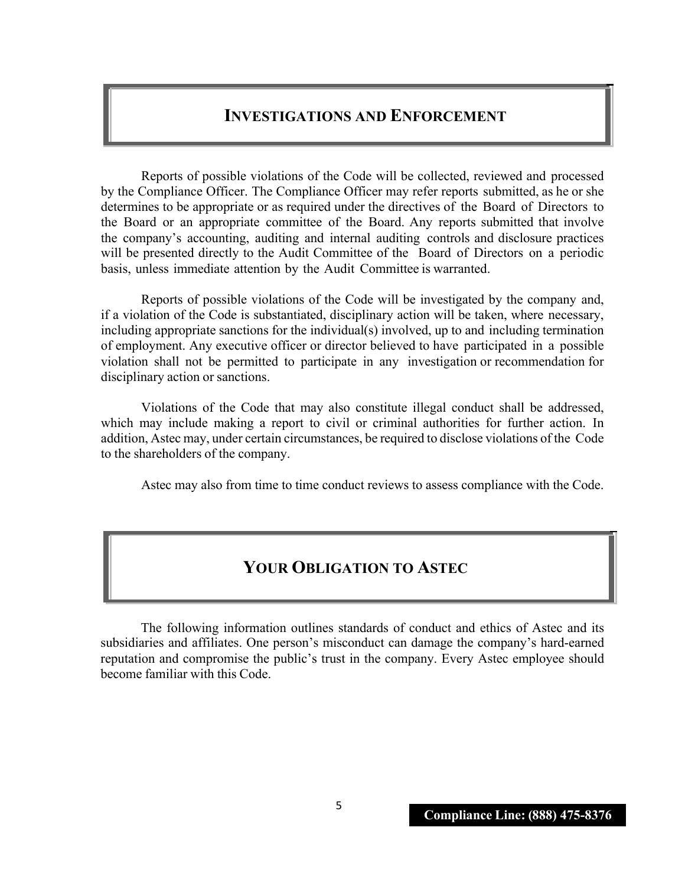## Investigations and Enforcement

Reports of possible violations of the Code will be collected, reviewed and processed by the Compliance Officer. The Compliance Officer may refer reports submitted, as he or she determines to be appropriate or as required under the directives of the Board of Directors to the Board or an appropriate committee of the Board. Any reports submitted that involve the company's accounting, auditing and internal auditing controls and disclosure practices will be presented directly to the Audit Committee of the Board of Directors on a periodic basis, unless immediate attention by the Audit Committee is warranted.

Reports of possible violations of the Code will be investigated by the company and, if a violation of the Code is substantiated, disciplinary action will be taken, where necessary, including appropriate sanctions for the individual(s) involved, up to and including termination of employment. Any executive officer or director believed to have participated in a possible violation shall not be permitted to participate in any investigation or recommendation for disciplinary action or sanctions.

Violations of the Code that may also constitute illegal conduct shall be addressed, which may include making a report to civil or criminal authorities for further action. In addition, Astec may, under certain circumstances, be required to disclose violations of the Code to the shareholders of the company.

Astec may also from time to time conduct reviews to assess compliance with the Code.

## Your Obligation to Astec

The following information outlines standards of conduct and ethics of Astec and its subsidiaries and affiliates. One person's misconduct can damage the company's hard-earned reputation and compromise the public's trust in the company. Every Astec employee should become familiar with this Code.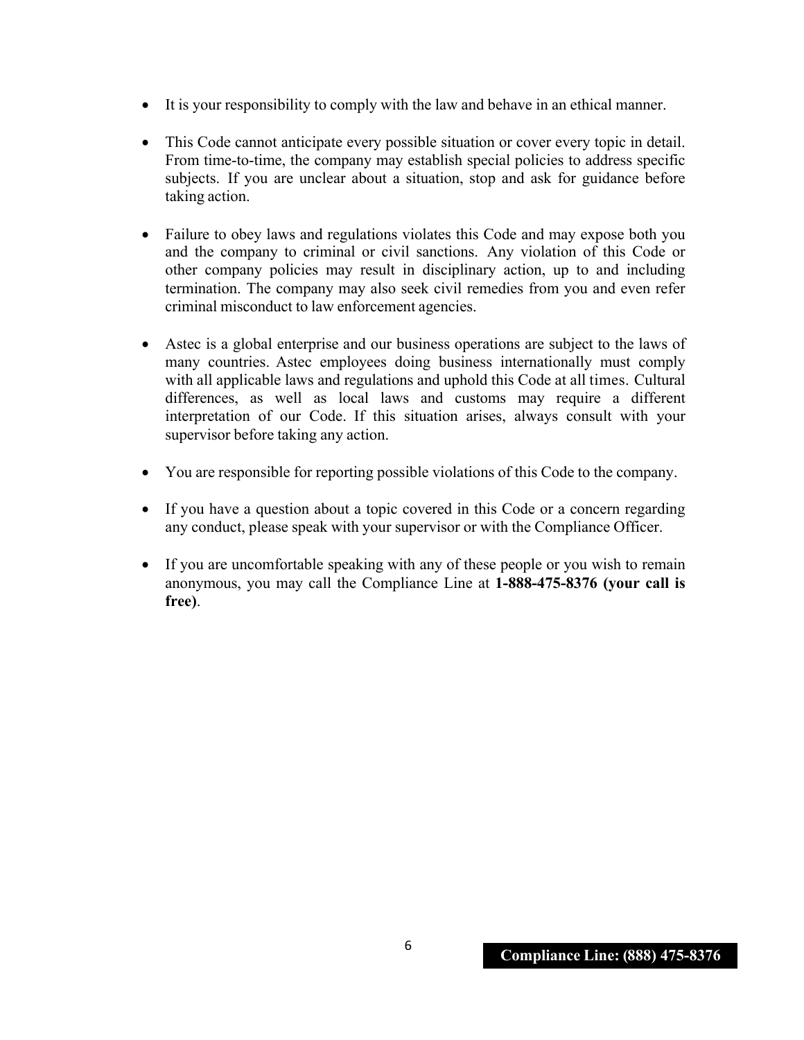- It is your responsibility to comply with the law and behave in an ethical manner.

- This Code cannot anticipate every possible situation or cover every topic in detail. From time-to-time, the company may establish special policies to address specific subjects. If you are unclear about a situation, stop and ask for guidance before taking action.

- Failure to obey laws and regulations violates this Code and may expose both you and the company to criminal or civil sanctions. Any violation of this Code or other company policies may result in disciplinary action, up to and including termination. The company may also seek civil remedies from you and even refer criminal misconduct to law enforcement agencies.

- Astec is a global enterprise and our business operations are subject to the laws of many countries. Astec employees doing business internationally must comply with all applicable laws and regulations and uphold this Code at all times. Cultural differences, as well as local laws and customs may require a different interpretation of our Code. If this situation arises, always consult with your supervisor before taking any action.

- You are responsible for reporting possible violations of this Code to the company.

- If you have a question about a topic covered in this Code or a concern regarding any conduct, please speak with your supervisor or with the Compliance Officer.

- If you are uncomfortable speaking with any of these people or you wish to remain anonymous, you may call the Compliance Line at **1-888-475-8376 (your call is free)**.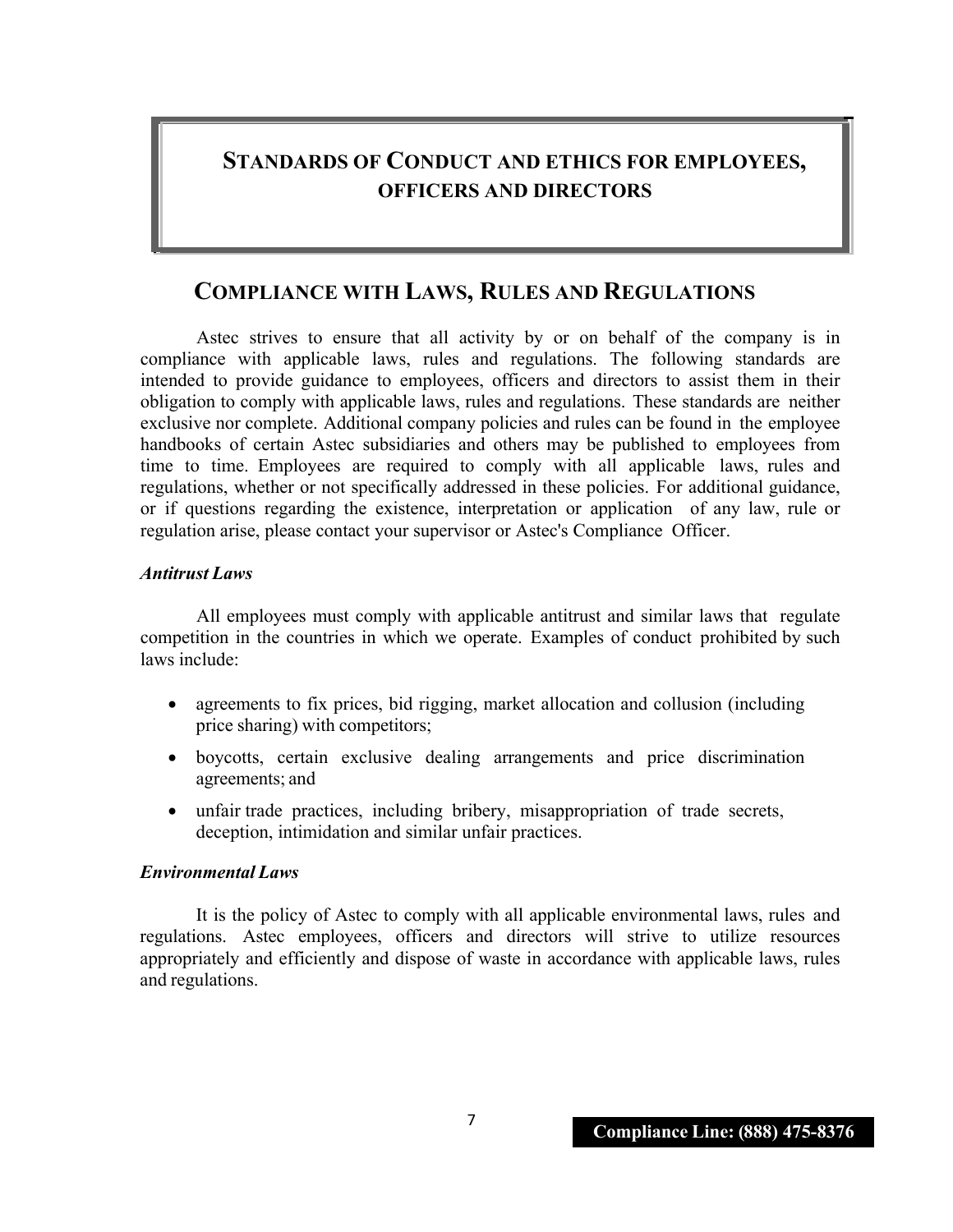# STANDARDS OF CONDUCT AND ETHICS FOR EMPLOYEES, OFFICERS AND DIRECTORS

## COMPLIANCE WITH LAWS, RULES AND REGULATIONS

Astec strives to ensure that all activity by or on behalf of the company is in compliance with applicable laws, rules and regulations. The following standards are intended to provide guidance to employees, officers and directors to assist them in their obligation to comply with applicable laws, rules and regulations. These standards are neither exclusive nor complete. Additional company policies and rules can be found in the employee handbooks of certain Astec subsidiaries and others may be published to employees from time to time. Employees are required to comply with all applicable laws, rules and regulations, whether or not specifically addressed in these policies. For additional guidance, or if questions regarding the existence, interpretation or application of any law, rule or regulation arise, please contact your supervisor or Astec's Compliance Officer.

***Antitrust Laws***

All employees must comply with applicable antitrust and similar laws that regulate competition in the countries in which we operate. Examples of conduct prohibited by such laws include:

- agreements to fix prices, bid rigging, market allocation and collusion (including price sharing) with competitors;
- boycotts, certain exclusive dealing arrangements and price discrimination agreements; and
- unfair trade practices, including bribery, misappropriation of trade secrets, deception, intimidation and similar unfair practices.

***Environmental Laws***

It is the policy of Astec to comply with all applicable environmental laws, rules and regulations. Astec employees, officers and directors will strive to utilize resources appropriately and efficiently and dispose of waste in accordance with applicable laws, rules and regulations.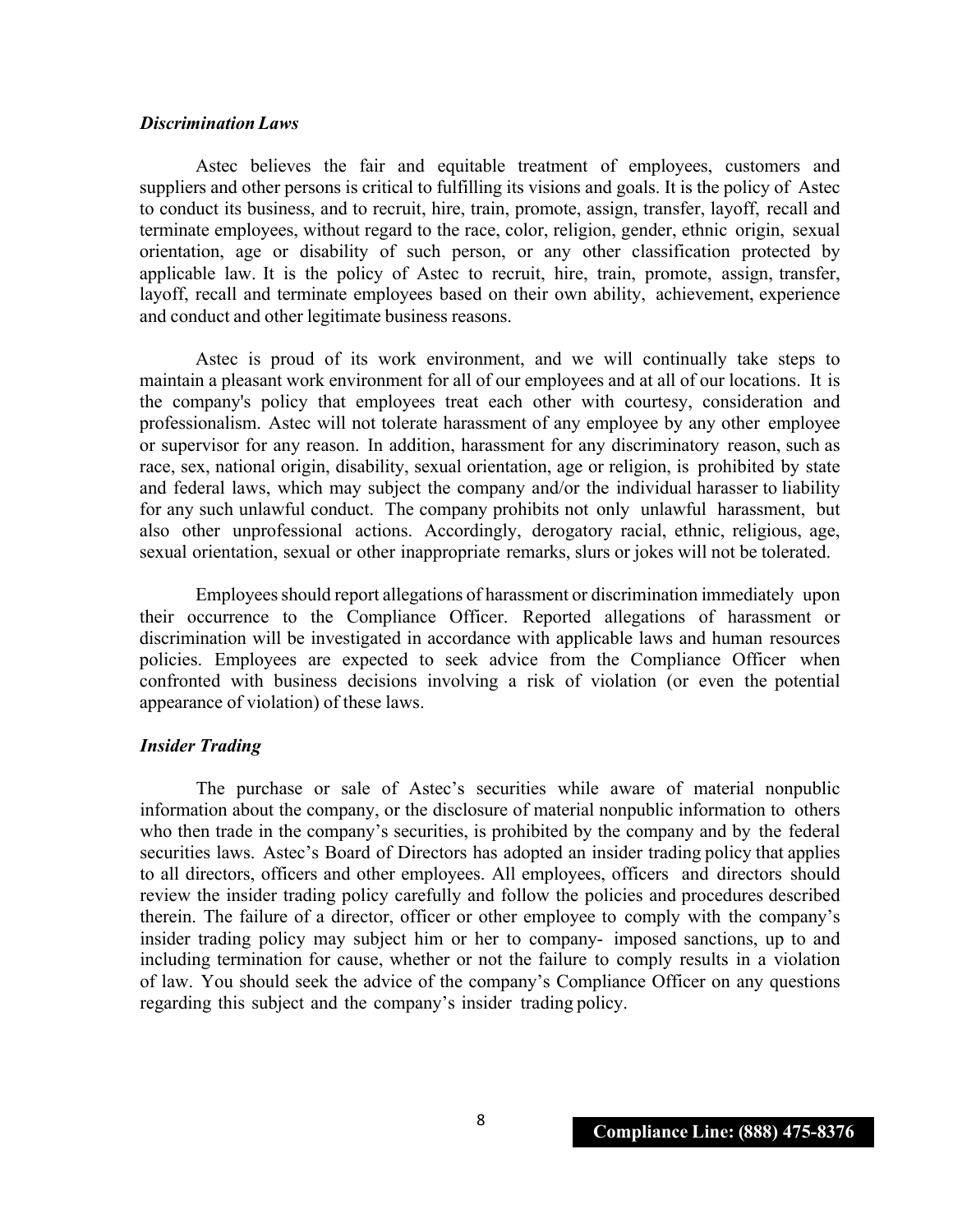### *Discrimination Laws*

Astec believes the fair and equitable treatment of employees, customers and suppliers and other persons is critical to fulfilling its visions and goals. It is the policy of Astec to conduct its business, and to recruit, hire, train, promote, assign, transfer, layoff, recall and terminate employees, without regard to the race, color, religion, gender, ethnic origin, sexual orientation, age or disability of such person, or any other classification protected by applicable law. It is the policy of Astec to recruit, hire, train, promote, assign, transfer, layoff, recall and terminate employees based on their own ability, achievement, experience and conduct and other legitimate business reasons.

Astec is proud of its work environment, and we will continually take steps to maintain a pleasant work environment for all of our employees and at all of our locations. It is the company's policy that employees treat each other with courtesy, consideration and professionalism. Astec will not tolerate harassment of any employee by any other employee or supervisor for any reason. In addition, harassment for any discriminatory reason, such as race, sex, national origin, disability, sexual orientation, age or religion, is prohibited by state and federal laws, which may subject the company and/or the individual harasser to liability for any such unlawful conduct. The company prohibits not only unlawful harassment, but also other unprofessional actions. Accordingly, derogatory racial, ethnic, religious, age, sexual orientation, sexual or other inappropriate remarks, slurs or jokes will not be tolerated.

Employees should report allegations of harassment or discrimination immediately upon their occurrence to the Compliance Officer. Reported allegations of harassment or discrimination will be investigated in accordance with applicable laws and human resources policies. Employees are expected to seek advice from the Compliance Officer when confronted with business decisions involving a risk of violation (or even the potential appearance of violation) of these laws.

### *Insider Trading*

The purchase or sale of Astec's securities while aware of material nonpublic information about the company, or the disclosure of material nonpublic information to others who then trade in the company's securities, is prohibited by the company and by the federal securities laws. Astec's Board of Directors has adopted an insider trading policy that applies to all directors, officers and other employees. All employees, officers and directors should review the insider trading policy carefully and follow the policies and procedures described therein. The failure of a director, officer or other employee to comply with the company's insider trading policy may subject him or her to company- imposed sanctions, up to and including termination for cause, whether or not the failure to comply results in a violation of law. You should seek the advice of the company's Compliance Officer on any questions regarding this subject and the company's insider trading policy.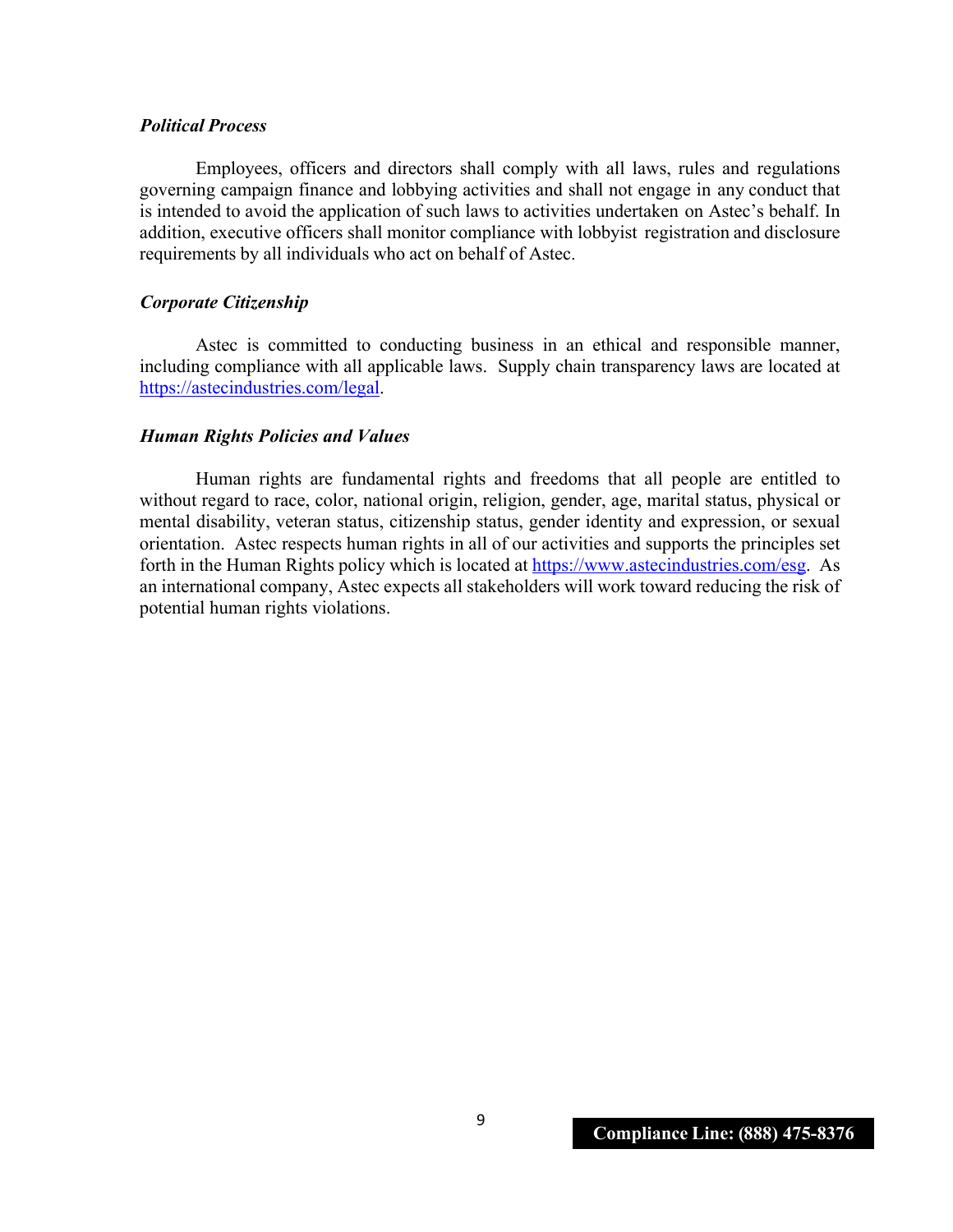### *Political Process*

Employees, officers and directors shall comply with all laws, rules and regulations governing campaign finance and lobbying activities and shall not engage in any conduct that is intended to avoid the application of such laws to activities undertaken on Astec's behalf. In addition, executive officers shall monitor compliance with lobbyist registration and disclosure requirements by all individuals who act on behalf of Astec.

### *Corporate Citizenship*

Astec is committed to conducting business in an ethical and responsible manner, including compliance with all applicable laws. Supply chain transparency laws are located at [https://astecindustries.com/legal](https://astecindustries.com/legal).

### *Human Rights Policies and Values*

Human rights are fundamental rights and freedoms that all people are entitled to without regard to race, color, national origin, religion, gender, age, marital status, physical or mental disability, veteran status, citizenship status, gender identity and expression, or sexual orientation. Astec respects human rights in all of our activities and supports the principles set forth in the Human Rights policy which is located at [https://www.astecindustries.com/esg](https://www.astecindustries.com/esg). As an international company, Astec expects all stakeholders will work toward reducing the risk of potential human rights violations.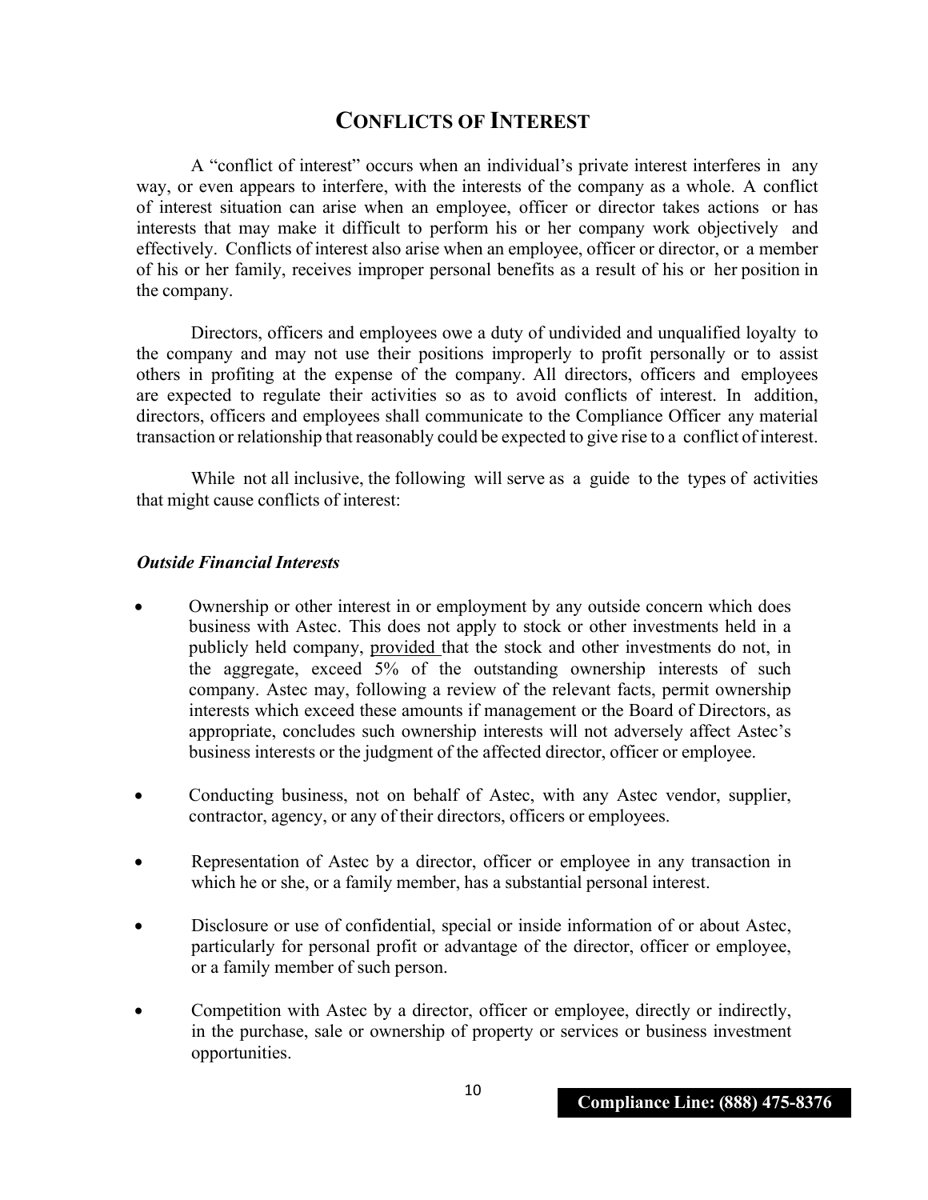# CONFLICTS OF INTEREST

A "conflict of interest" occurs when an individual's private interest interferes in any way, or even appears to interfere, with the interests of the company as a whole. A conflict of interest situation can arise when an employee, officer or director takes actions or has interests that may make it difficult to perform his or her company work objectively and effectively. Conflicts of interest also arise when an employee, officer or director, or a member of his or her family, receives improper personal benefits as a result of his or her position in the company.

Directors, officers and employees owe a duty of undivided and unqualified loyalty to the company and may not use their positions improperly to profit personally or to assist others in profiting at the expense of the company. All directors, officers and employees are expected to regulate their activities so as to avoid conflicts of interest. In addition, directors, officers and employees shall communicate to the Compliance Officer any material transaction or relationship that reasonably could be expected to give rise to a conflict of interest.

While not all inclusive, the following will serve as a guide to the types of activities that might cause conflicts of interest:

***Outside Financial Interests***

- Ownership or other interest in or employment by any outside concern which does business with Astec. This does not apply to stock or other investments held in a publicly held company, provided that the stock and other investments do not, in the aggregate, exceed 5% of the outstanding ownership interests of such company. Astec may, following a review of the relevant facts, permit ownership interests which exceed these amounts if management or the Board of Directors, as appropriate, concludes such ownership interests will not adversely affect Astec's business interests or the judgment of the affected director, officer or employee.
- Conducting business, not on behalf of Astec, with any Astec vendor, supplier, contractor, agency, or any of their directors, officers or employees.
- Representation of Astec by a director, officer or employee in any transaction in which he or she, or a family member, has a substantial personal interest.
- Disclosure or use of confidential, special or inside information of or about Astec, particularly for personal profit or advantage of the director, officer or employee, or a family member of such person.
- Competition with Astec by a director, officer or employee, directly or indirectly, in the purchase, sale or ownership of property or services or business investment opportunities.

**Compliance Line: (888) 475-8376**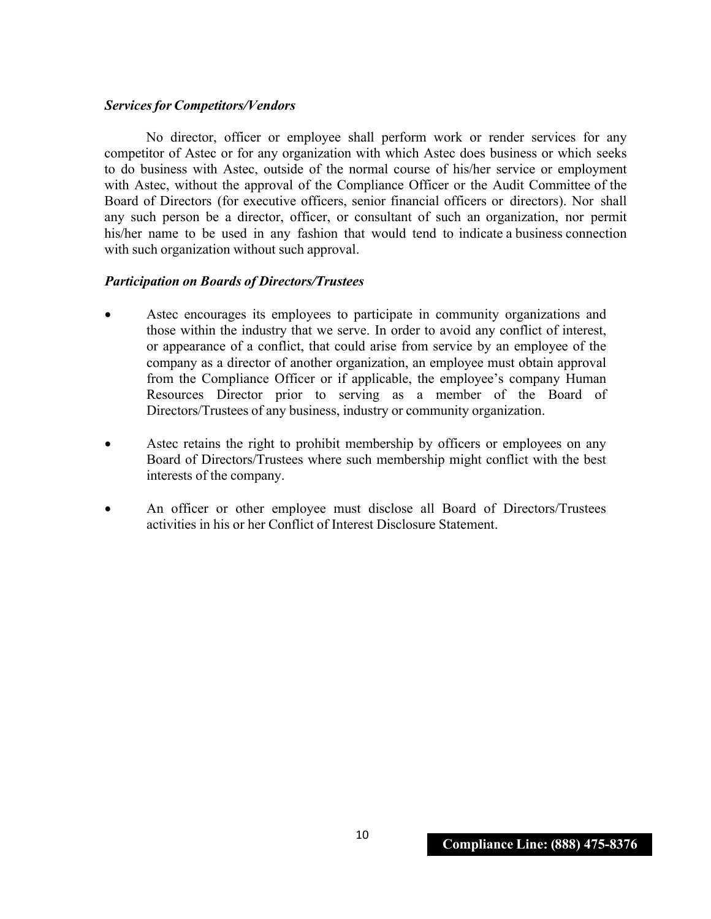***Services for Competitors/Vendors***

No director, officer or employee shall perform work or render services for any competitor of Astec or for any organization with which Astec does business or which seeks to do business with Astec, outside of the normal course of his/her service or employment with Astec, without the approval of the Compliance Officer or the Audit Committee of the Board of Directors (for executive officers, senior financial officers or directors). Nor shall any such person be a director, officer, or consultant of such an organization, nor permit his/her name to be used in any fashion that would tend to indicate a business connection with such organization without such approval.

***Participation on Boards of Directors/Trustees***

- Astec encourages its employees to participate in community organizations and those within the industry that we serve. In order to avoid any conflict of interest, or appearance of a conflict, that could arise from service by an employee of the company as a director of another organization, an employee must obtain approval from the Compliance Officer or if applicable, the employee's company Human Resources Director prior to serving as a member of the Board of Directors/Trustees of any business, industry or community organization.

- Astec retains the right to prohibit membership by officers or employees on any Board of Directors/Trustees where such membership might conflict with the best interests of the company.

- An officer or other employee must disclose all Board of Directors/Trustees activities in his or her Conflict of Interest Disclosure Statement.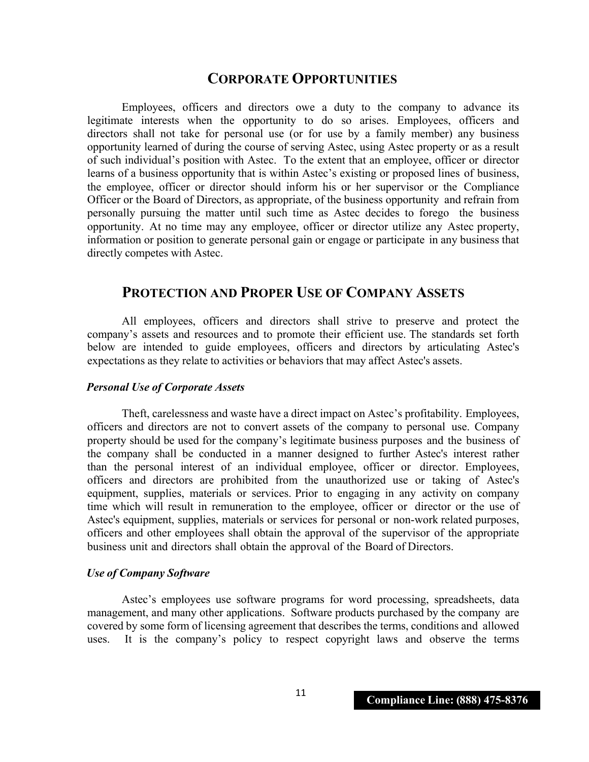## CORPORATE OPPORTUNITIES

Employees, officers and directors owe a duty to the company to advance its legitimate interests when the opportunity to do so arises. Employees, officers and directors shall not take for personal use (or for use by a family member) any business opportunity learned of during the course of serving Astec, using Astec property or as a result of such individual's position with Astec. To the extent that an employee, officer or director learns of a business opportunity that is within Astec's existing or proposed lines of business, the employee, officer or director should inform his or her supervisor or the Compliance Officer or the Board of Directors, as appropriate, of the business opportunity and refrain from personally pursuing the matter until such time as Astec decides to forego the business opportunity. At no time may any employee, officer or director utilize any Astec property, information or position to generate personal gain or engage or participate in any business that directly competes with Astec.

## PROTECTION AND PROPER USE OF COMPANY ASSETS

All employees, officers and directors shall strive to preserve and protect the company's assets and resources and to promote their efficient use. The standards set forth below are intended to guide employees, officers and directors by articulating Astec's expectations as they relate to activities or behaviors that may affect Astec's assets.

***Personal Use of Corporate Assets***

Theft, carelessness and waste have a direct impact on Astec's profitability. Employees, officers and directors are not to convert assets of the company to personal use. Company property should be used for the company's legitimate business purposes and the business of the company shall be conducted in a manner designed to further Astec's interest rather than the personal interest of an individual employee, officer or director. Employees, officers and directors are prohibited from the unauthorized use or taking of Astec's equipment, supplies, materials or services. Prior to engaging in any activity on company time which will result in remuneration to the employee, officer or director or the use of Astec's equipment, supplies, materials or services for personal or non-work related purposes, officers and other employees shall obtain the approval of the supervisor of the appropriate business unit and directors shall obtain the approval of the Board of Directors.

***Use of Company Software***

Astec's employees use software programs for word processing, spreadsheets, data management, and many other applications. Software products purchased by the company are covered by some form of licensing agreement that describes the terms, conditions and allowed uses. It is the company's policy to respect copyright laws and observe the terms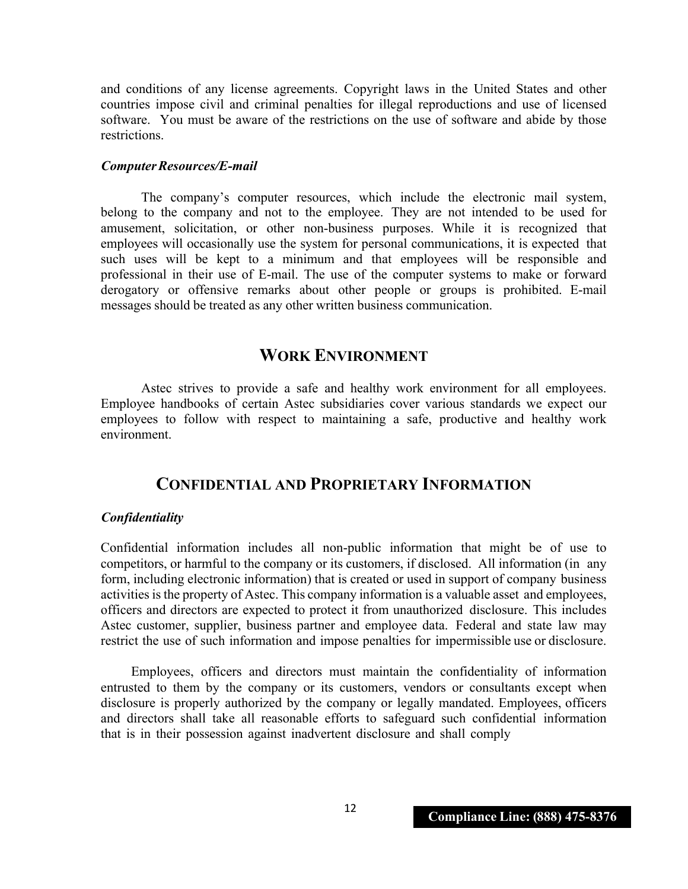and conditions of any license agreements. Copyright laws in the United States and other countries impose civil and criminal penalties for illegal reproductions and use of licensed software. You must be aware of the restrictions on the use of software and abide by those restrictions.

***Computer Resources/E-mail***

The company's computer resources, which include the electronic mail system, belong to the company and not to the employee. They are not intended to be used for amusement, solicitation, or other non-business purposes. While it is recognized that employees will occasionally use the system for personal communications, it is expected that such uses will be kept to a minimum and that employees will be responsible and professional in their use of E-mail. The use of the computer systems to make or forward derogatory or offensive remarks about other people or groups is prohibited. E-mail messages should be treated as any other written business communication.

## WORK ENVIRONMENT

Astec strives to provide a safe and healthy work environment for all employees. Employee handbooks of certain Astec subsidiaries cover various standards we expect our employees to follow with respect to maintaining a safe, productive and healthy work environment.

## CONFIDENTIAL AND PROPRIETARY INFORMATION

***Confidentiality***

Confidential information includes all non-public information that might be of use to competitors, or harmful to the company or its customers, if disclosed. All information (in any form, including electronic information) that is created or used in support of company business activities is the property of Astec. This company information is a valuable asset and employees, officers and directors are expected to protect it from unauthorized disclosure. This includes Astec customer, supplier, business partner and employee data. Federal and state law may restrict the use of such information and impose penalties for impermissible use or disclosure.

Employees, officers and directors must maintain the confidentiality of information entrusted to them by the company or its customers, vendors or consultants except when disclosure is properly authorized by the company or legally mandated. Employees, officers and directors shall take all reasonable efforts to safeguard such confidential information that is in their possession against inadvertent disclosure and shall comply

**Compliance Line: (888) 475-8376**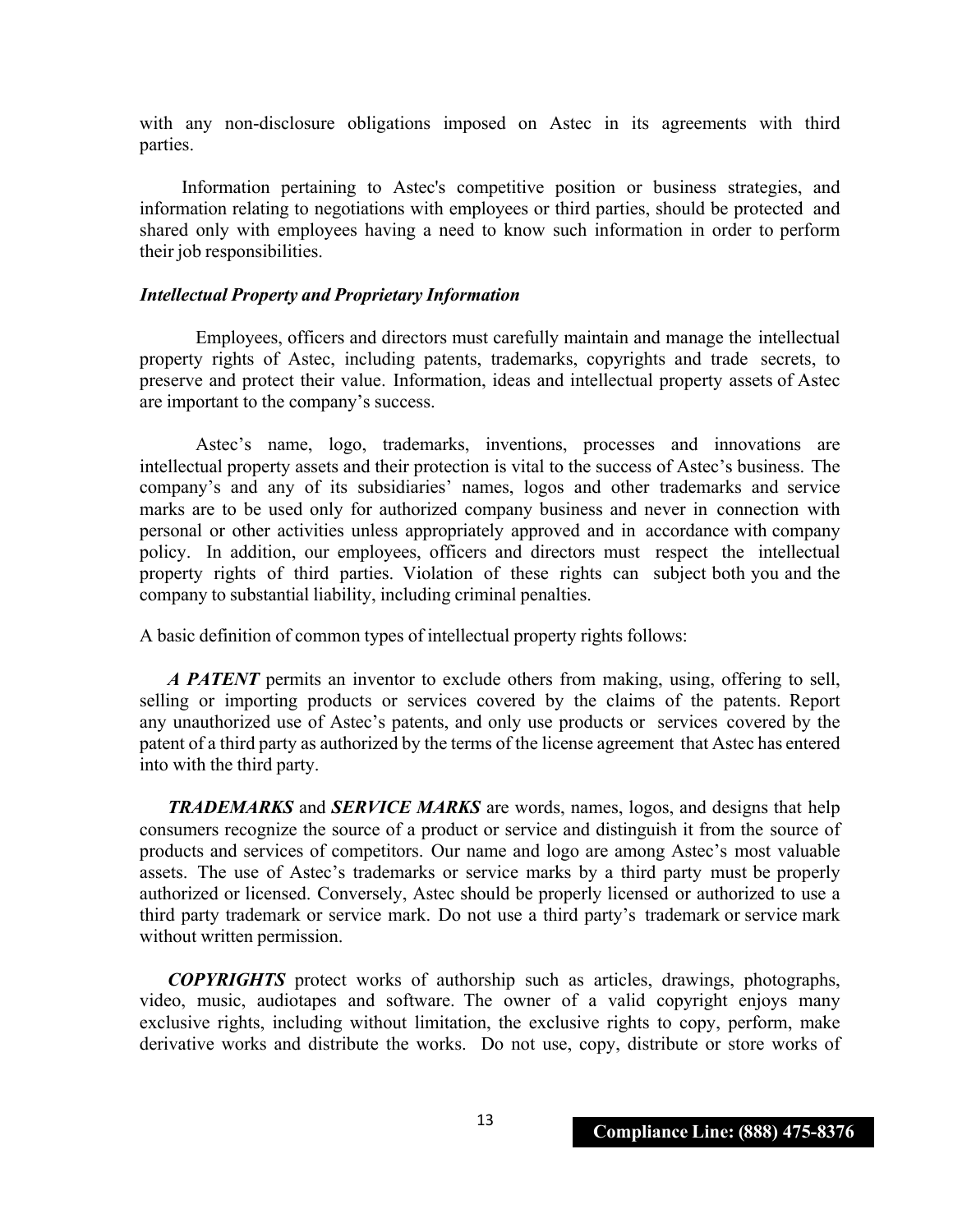with any non-disclosure obligations imposed on Astec in its agreements with third parties.

Information pertaining to Astec's competitive position or business strategies, and information relating to negotiations with employees or third parties, should be protected and shared only with employees having a need to know such information in order to perform their job responsibilities.

***Intellectual Property and Proprietary Information***

Employees, officers and directors must carefully maintain and manage the intellectual property rights of Astec, including patents, trademarks, copyrights and trade secrets, to preserve and protect their value. Information, ideas and intellectual property assets of Astec are important to the company's success.

Astec's name, logo, trademarks, inventions, processes and innovations are intellectual property assets and their protection is vital to the success of Astec's business. The company's and any of its subsidiaries' names, logos and other trademarks and service marks are to be used only for authorized company business and never in connection with personal or other activities unless appropriately approved and in accordance with company policy. In addition, our employees, officers and directors must respect the intellectual property rights of third parties. Violation of these rights can subject both you and the company to substantial liability, including criminal penalties.

A basic definition of common types of intellectual property rights follows:

***A PATENT*** permits an inventor to exclude others from making, using, offering to sell, selling or importing products or services covered by the claims of the patents. Report any unauthorized use of Astec's patents, and only use products or services covered by the patent of a third party as authorized by the terms of the license agreement that Astec has entered into with the third party.

***TRADEMARKS*** and ***SERVICE MARKS*** are words, names, logos, and designs that help consumers recognize the source of a product or service and distinguish it from the source of products and services of competitors. Our name and logo are among Astec's most valuable assets. The use of Astec's trademarks or service marks by a third party must be properly authorized or licensed. Conversely, Astec should be properly licensed or authorized to use a third party trademark or service mark. Do not use a third party's trademark or service mark without written permission.

***COPYRIGHTS*** protect works of authorship such as articles, drawings, photographs, video, music, audiotapes and software. The owner of a valid copyright enjoys many exclusive rights, including without limitation, the exclusive rights to copy, perform, make derivative works and distribute the works. Do not use, copy, distribute or store works of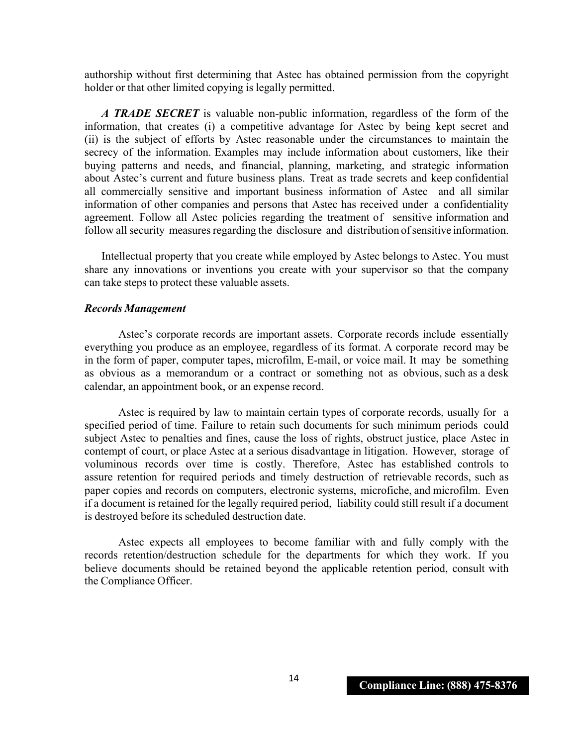authorship without first determining that Astec has obtained permission from the copyright holder or that other limited copying is legally permitted.

***A TRADE SECRET*** is valuable non-public information, regardless of the form of the information, that creates (i) a competitive advantage for Astec by being kept secret and (ii) is the subject of efforts by Astec reasonable under the circumstances to maintain the secrecy of the information. Examples may include information about customers, like their buying patterns and needs, and financial, planning, marketing, and strategic information about Astec's current and future business plans. Treat as trade secrets and keep confidential all commercially sensitive and important business information of Astec and all similar information of other companies and persons that Astec has received under a confidentiality agreement. Follow all Astec policies regarding the treatment of sensitive information and follow all security measures regarding the disclosure and distribution of sensitive information.

Intellectual property that you create while employed by Astec belongs to Astec. You must share any innovations or inventions you create with your supervisor so that the company can take steps to protect these valuable assets.

***Records Management***

Astec's corporate records are important assets. Corporate records include essentially everything you produce as an employee, regardless of its format. A corporate record may be in the form of paper, computer tapes, microfilm, E-mail, or voice mail. It may be something as obvious as a memorandum or a contract or something not as obvious, such as a desk calendar, an appointment book, or an expense record.

Astec is required by law to maintain certain types of corporate records, usually for a specified period of time. Failure to retain such documents for such minimum periods could subject Astec to penalties and fines, cause the loss of rights, obstruct justice, place Astec in contempt of court, or place Astec at a serious disadvantage in litigation. However, storage of voluminous records over time is costly. Therefore, Astec has established controls to assure retention for required periods and timely destruction of retrievable records, such as paper copies and records on computers, electronic systems, microfiche, and microfilm. Even if a document is retained for the legally required period, liability could still result if a document is destroyed before its scheduled destruction date.

Astec expects all employees to become familiar with and fully comply with the records retention/destruction schedule for the departments for which they work. If you believe documents should be retained beyond the applicable retention period, consult with the Compliance Officer.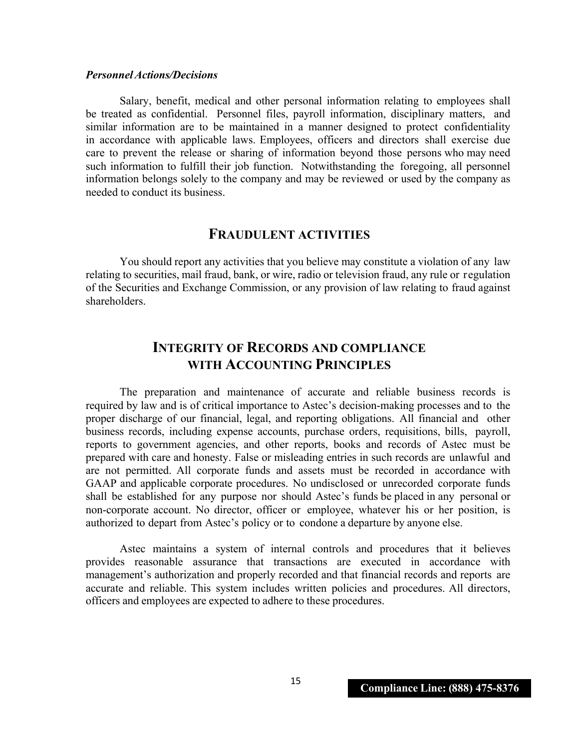***Personnel Actions/Decisions***

Salary, benefit, medical and other personal information relating to employees shall be treated as confidential. Personnel files, payroll information, disciplinary matters, and similar information are to be maintained in a manner designed to protect confidentiality in accordance with applicable laws. Employees, officers and directors shall exercise due care to prevent the release or sharing of information beyond those persons who may need such information to fulfill their job function. Notwithstanding the foregoing, all personnel information belongs solely to the company and may be reviewed or used by the company as needed to conduct its business.

## FRAUDULENT ACTIVITIES

You should report any activities that you believe may constitute a violation of any law relating to securities, mail fraud, bank, or wire, radio or television fraud, any rule or regulation of the Securities and Exchange Commission, or any provision of law relating to fraud against shareholders.

## INTEGRITY OF RECORDS AND COMPLIANCE WITH ACCOUNTING PRINCIPLES

The preparation and maintenance of accurate and reliable business records is required by law and is of critical importance to Astec's decision-making processes and to the proper discharge of our financial, legal, and reporting obligations. All financial and other business records, including expense accounts, purchase orders, requisitions, bills, payroll, reports to government agencies, and other reports, books and records of Astec must be prepared with care and honesty. False or misleading entries in such records are unlawful and are not permitted. All corporate funds and assets must be recorded in accordance with GAAP and applicable corporate procedures. No undisclosed or unrecorded corporate funds shall be established for any purpose nor should Astec's funds be placed in any personal or non-corporate account. No director, officer or employee, whatever his or her position, is authorized to depart from Astec's policy or to condone a departure by anyone else.

Astec maintains a system of internal controls and procedures that it believes provides reasonable assurance that transactions are executed in accordance with management's authorization and properly recorded and that financial records and reports are accurate and reliable. This system includes written policies and procedures. All directors, officers and employees are expected to adhere to these procedures.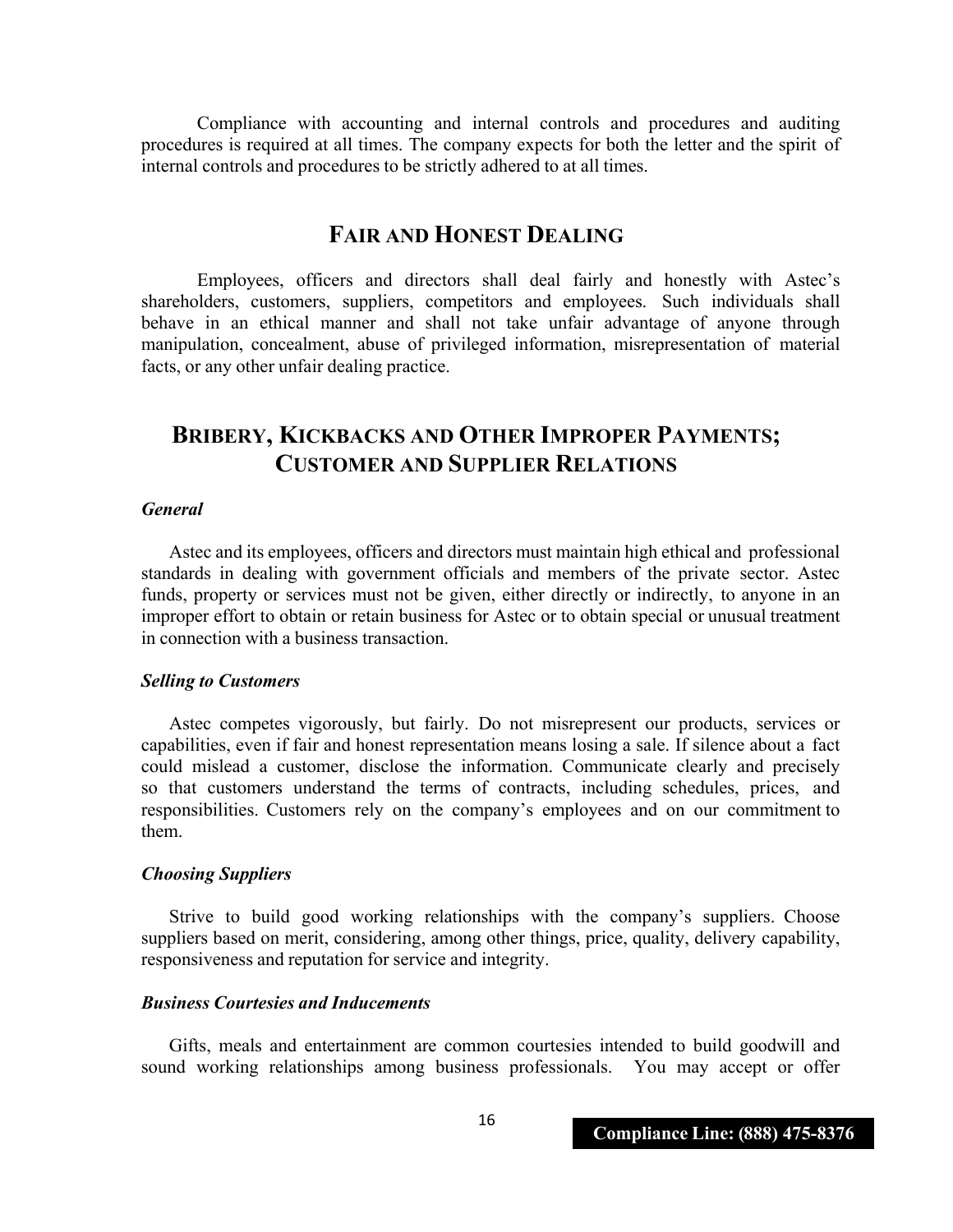Compliance with accounting and internal controls and procedures and auditing procedures is required at all times. The company expects for both the letter and the spirit of internal controls and procedures to be strictly adhered to at all times.

## FAIR AND HONEST DEALING

Employees, officers and directors shall deal fairly and honestly with Astec's shareholders, customers, suppliers, competitors and employees. Such individuals shall behave in an ethical manner and shall not take unfair advantage of anyone through manipulation, concealment, abuse of privileged information, misrepresentation of material facts, or any other unfair dealing practice.

## BRIBERY, KICKBACKS AND OTHER IMPROPER PAYMENTS; CUSTOMER AND SUPPLIER RELATIONS

### *General*

Astec and its employees, officers and directors must maintain high ethical and professional standards in dealing with government officials and members of the private sector. Astec funds, property or services must not be given, either directly or indirectly, to anyone in an improper effort to obtain or retain business for Astec or to obtain special or unusual treatment in connection with a business transaction.

### *Selling to Customers*

Astec competes vigorously, but fairly. Do not misrepresent our products, services or capabilities, even if fair and honest representation means losing a sale. If silence about a fact could mislead a customer, disclose the information. Communicate clearly and precisely so that customers understand the terms of contracts, including schedules, prices, and responsibilities. Customers rely on the company's employees and on our commitment to them.

### *Choosing Suppliers*

Strive to build good working relationships with the company's suppliers. Choose suppliers based on merit, considering, among other things, price, quality, delivery capability, responsiveness and reputation for service and integrity.

### *Business Courtesies and Inducements*

Gifts, meals and entertainment are common courtesies intended to build goodwill and sound working relationships among business professionals. You may accept or offer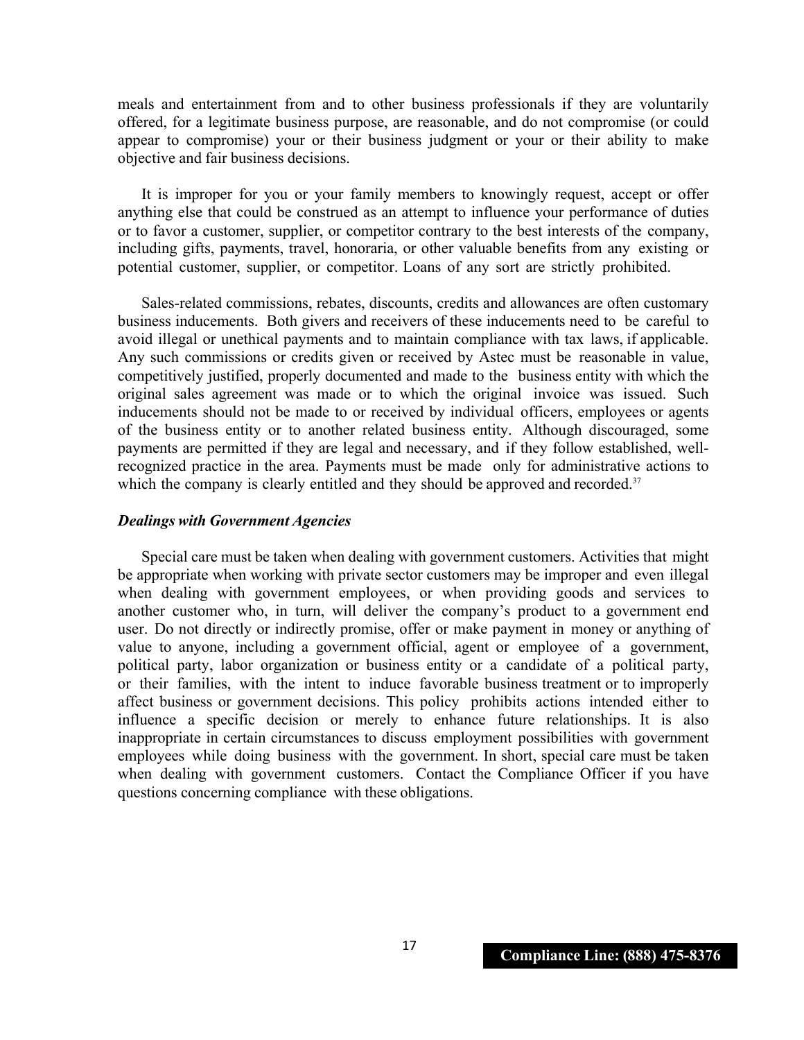meals and entertainment from and to other business professionals if they are voluntarily offered, for a legitimate business purpose, are reasonable, and do not compromise (or could appear to compromise) your or their business judgment or your or their ability to make objective and fair business decisions.

It is improper for you or your family members to knowingly request, accept or offer anything else that could be construed as an attempt to influence your performance of duties or to favor a customer, supplier, or competitor contrary to the best interests of the company, including gifts, payments, travel, honoraria, or other valuable benefits from any existing or potential customer, supplier, or competitor. Loans of any sort are strictly prohibited.

Sales-related commissions, rebates, discounts, credits and allowances are often customary business inducements. Both givers and receivers of these inducements need to be careful to avoid illegal or unethical payments and to maintain compliance with tax laws, if applicable. Any such commissions or credits given or received by Astec must be reasonable in value, competitively justified, properly documented and made to the business entity with which the original sales agreement was made or to which the original invoice was issued. Such inducements should not be made to or received by individual officers, employees or agents of the business entity or to another related business entity. Although discouraged, some payments are permitted if they are legal and necessary, and if they follow established, well-recognized practice in the area. Payments must be made only for administrative actions to which the company is clearly entitled and they should be approved and recorded.[37]

***Dealings with Government Agencies***

Special care must be taken when dealing with government customers. Activities that might be appropriate when working with private sector customers may be improper and even illegal when dealing with government employees, or when providing goods and services to another customer who, in turn, will deliver the company's product to a government end user. Do not directly or indirectly promise, offer or make payment in money or anything of value to anyone, including a government official, agent or employee of a government, political party, labor organization or business entity or a candidate of a political party, or their families, with the intent to induce favorable business treatment or to improperly affect business or government decisions. This policy prohibits actions intended either to influence a specific decision or merely to enhance future relationships. It is also inappropriate in certain circumstances to discuss employment possibilities with government employees while doing business with the government. In short, special care must be taken when dealing with government customers. Contact the Compliance Officer if you have questions concerning compliance with these obligations.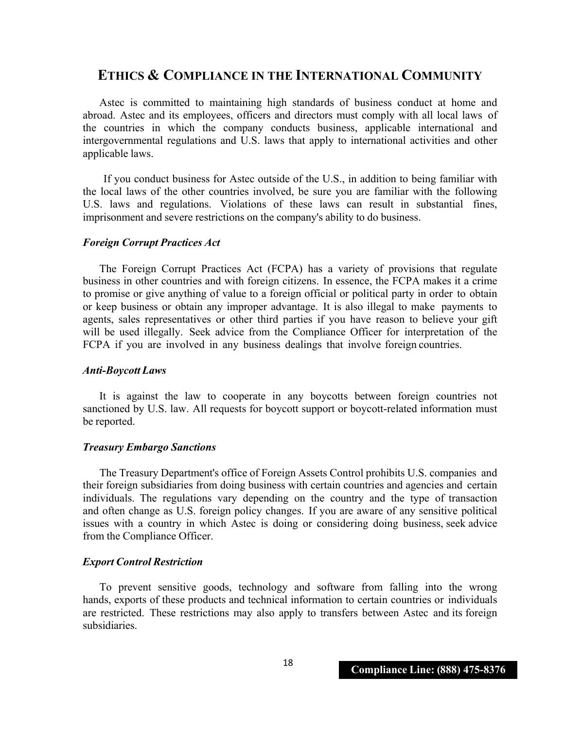## ETHICS & COMPLIANCE IN THE INTERNATIONAL COMMUNITY

Astec is committed to maintaining high standards of business conduct at home and abroad. Astec and its employees, officers and directors must comply with all local laws of the countries in which the company conducts business, applicable international and intergovernmental regulations and U.S. laws that apply to international activities and other applicable laws.

If you conduct business for Astec outside of the U.S., in addition to being familiar with the local laws of the other countries involved, be sure you are familiar with the following U.S. laws and regulations. Violations of these laws can result in substantial fines, imprisonment and severe restrictions on the company's ability to do business.

### *Foreign Corrupt Practices Act*

The Foreign Corrupt Practices Act (FCPA) has a variety of provisions that regulate business in other countries and with foreign citizens. In essence, the FCPA makes it a crime to promise or give anything of value to a foreign official or political party in order to obtain or keep business or obtain any improper advantage. It is also illegal to make payments to agents, sales representatives or other third parties if you have reason to believe your gift will be used illegally. Seek advice from the Compliance Officer for interpretation of the FCPA if you are involved in any business dealings that involve foreign countries.

### *Anti-Boycott Laws*

It is against the law to cooperate in any boycotts between foreign countries not sanctioned by U.S. law. All requests for boycott support or boycott-related information must be reported.

### *Treasury Embargo Sanctions*

The Treasury Department's office of Foreign Assets Control prohibits U.S. companies and their foreign subsidiaries from doing business with certain countries and agencies and certain individuals. The regulations vary depending on the country and the type of transaction and often change as U.S. foreign policy changes. If you are aware of any sensitive political issues with a country in which Astec is doing or considering doing business, seek advice from the Compliance Officer.

### *Export Control Restriction*

To prevent sensitive goods, technology and software from falling into the wrong hands, exports of these products and technical information to certain countries or individuals are restricted. These restrictions may also apply to transfers between Astec and its foreign subsidiaries.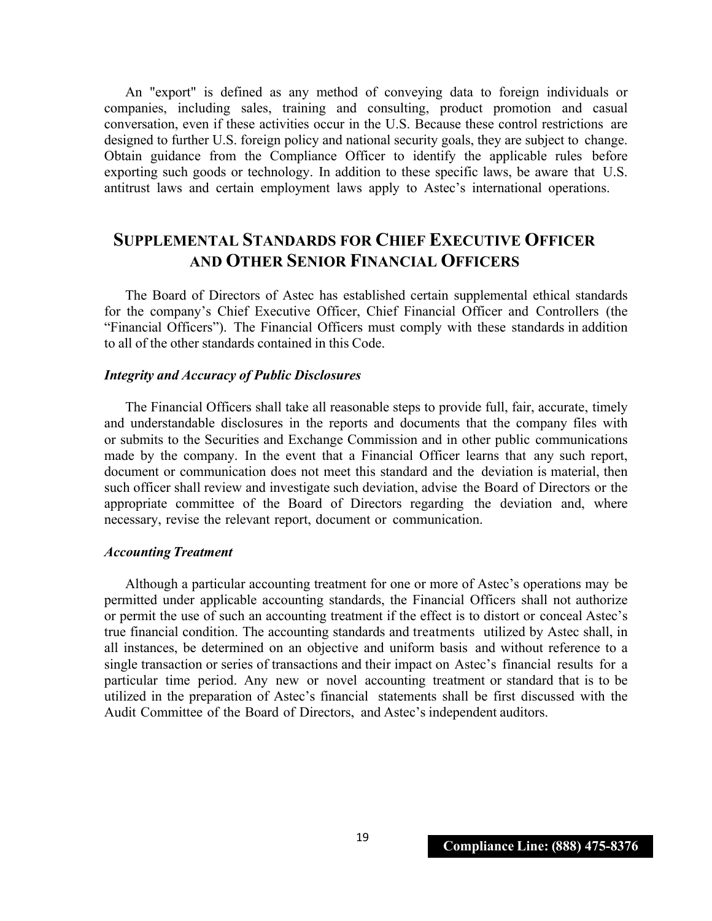An "export" is defined as any method of conveying data to foreign individuals or companies, including sales, training and consulting, product promotion and casual conversation, even if these activities occur in the U.S. Because these control restrictions are designed to further U.S. foreign policy and national security goals, they are subject to change. Obtain guidance from the Compliance Officer to identify the applicable rules before exporting such goods or technology. In addition to these specific laws, be aware that U.S. antitrust laws and certain employment laws apply to Astec's international operations.

## SUPPLEMENTAL STANDARDS FOR CHIEF EXECUTIVE OFFICER AND OTHER SENIOR FINANCIAL OFFICERS

The Board of Directors of Astec has established certain supplemental ethical standards for the company's Chief Executive Officer, Chief Financial Officer and Controllers (the "Financial Officers"). The Financial Officers must comply with these standards in addition to all of the other standards contained in this Code.

### *Integrity and Accuracy of Public Disclosures*

The Financial Officers shall take all reasonable steps to provide full, fair, accurate, timely and understandable disclosures in the reports and documents that the company files with or submits to the Securities and Exchange Commission and in other public communications made by the company. In the event that a Financial Officer learns that any such report, document or communication does not meet this standard and the deviation is material, then such officer shall review and investigate such deviation, advise the Board of Directors or the appropriate committee of the Board of Directors regarding the deviation and, where necessary, revise the relevant report, document or communication.

### *Accounting Treatment*

Although a particular accounting treatment for one or more of Astec's operations may be permitted under applicable accounting standards, the Financial Officers shall not authorize or permit the use of such an accounting treatment if the effect is to distort or conceal Astec's true financial condition. The accounting standards and treatments utilized by Astec shall, in all instances, be determined on an objective and uniform basis and without reference to a single transaction or series of transactions and their impact on Astec's financial results for a particular time period. Any new or novel accounting treatment or standard that is to be utilized in the preparation of Astec's financial statements shall be first discussed with the Audit Committee of the Board of Directors, and Astec's independent auditors.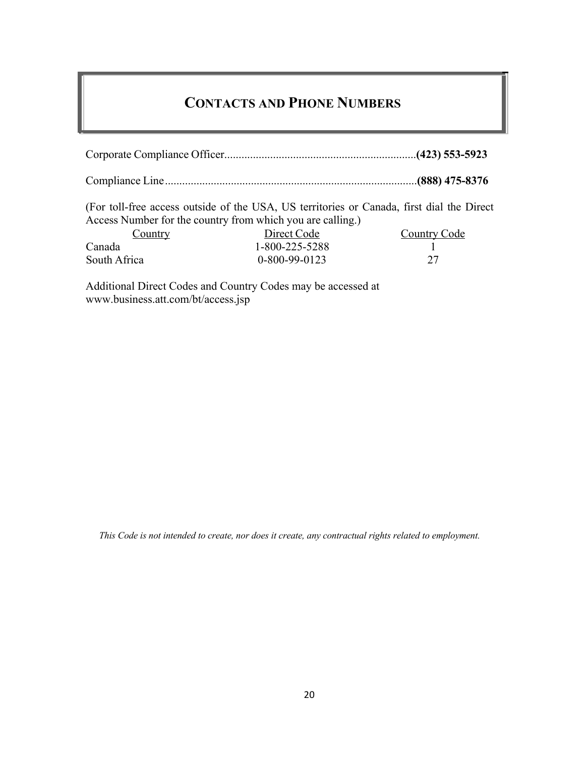# CONTACTS AND PHONE NUMBERS

Corporate Compliance Officer................................................................**(423) 553-5923**

Compliance Line........................................................................................**(888) 475-8376**

(For toll-free access outside of the USA, US territories or Canada, first dial the Direct Access Number for the country from which you are calling.)

| Country | Direct Code | Country Code |
|---|---|---|
| Canada | 1-800-225-5288 | 1 |
| South Africa | 0-800-99-0123 | 27 |

Additional Direct Codes and Country Codes may be accessed at www.business.att.com/bt/access.jsp

*This Code is not intended to create, nor does it create, any contractual rights related to employment.*